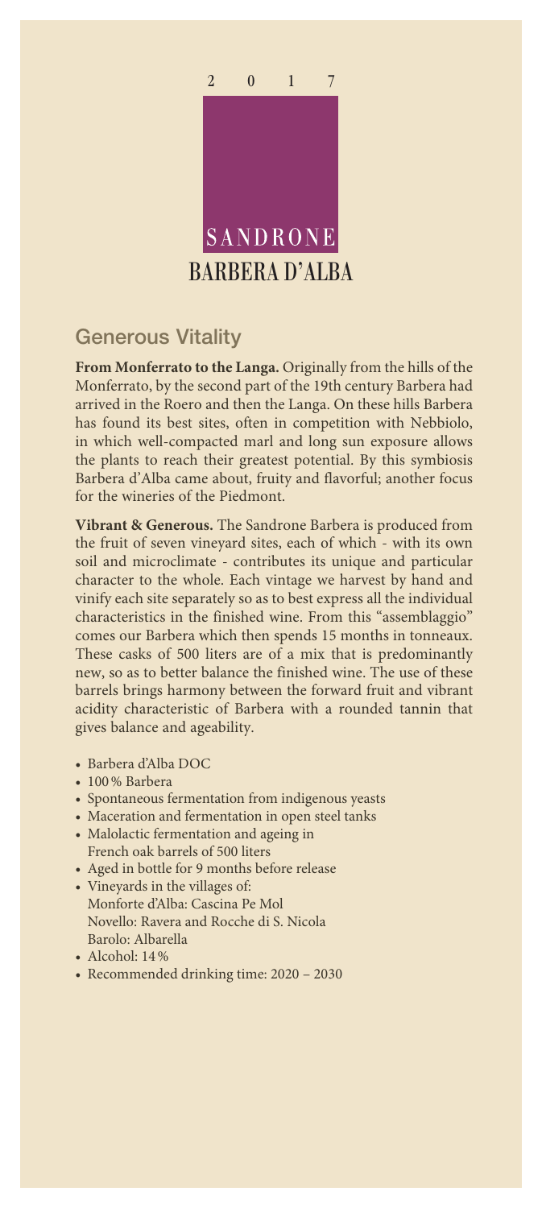2 0 1 7

# SANDRONE
# BARBERA D'ALBA

## Generous Vitality

**From Monferrato to the Langa.** Originally from the hills of the Monferrato, by the second part of the 19th century Barbera had arrived in the Roero and then the Langa. On these hills Barbera has found its best sites, often in competition with Nebbiolo, in which well-compacted marl and long sun exposure allows the plants to reach their greatest potential. By this symbiosis Barbera d'Alba came about, fruity and flavorful; another focus for the wineries of the Piedmont.

**Vibrant & Generous.** The Sandrone Barbera is produced from the fruit of seven vineyard sites, each of which - with its own soil and microclimate - contributes its unique and particular character to the whole. Each vintage we harvest by hand and vinify each site separately so as to best express all the individual characteristics in the finished wine. From this "assemblaggio" comes our Barbera which then spends 15 months in tonneaux. These casks of 500 liters are of a mix that is predominantly new, so as to better balance the finished wine. The use of these barrels brings harmony between the forward fruit and vibrant acidity characteristic of Barbera with a rounded tannin that gives balance and ageability.

- Barbera d'Alba DOC
- 100 % Barbera
- Spontaneous fermentation from indigenous yeasts
- Maceration and fermentation in open steel tanks
- Malolactic fermentation and ageing in French oak barrels of 500 liters
- Aged in bottle for 9 months before release
- Vineyards in the villages of:
  Monforte d'Alba: Cascina Pe Mol
  Novello: Ravera and Rocche di S. Nicola
  Barolo: Albarella
- Alcohol: 14 %
- Recommended drinking time: 2020 – 2030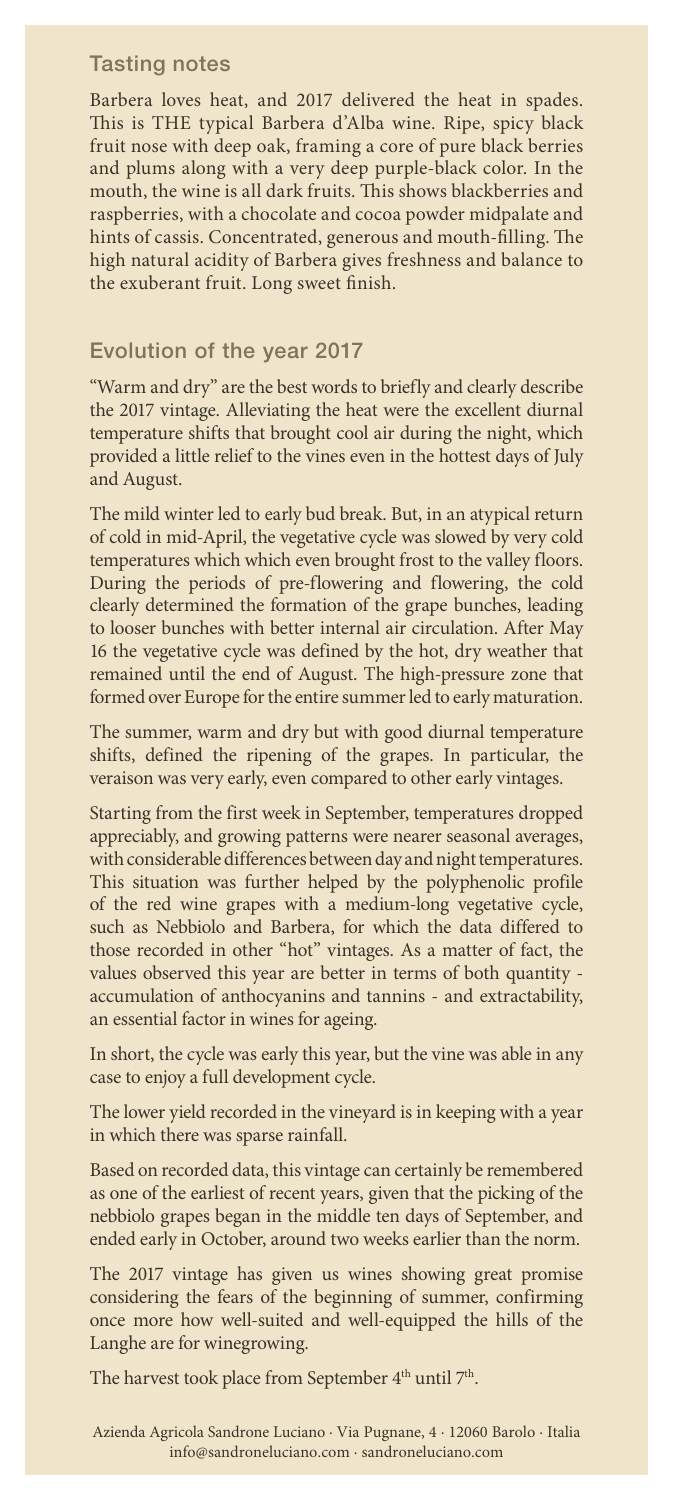## Tasting notes

Barbera loves heat, and 2017 delivered the heat in spades. This is THE typical Barbera d'Alba wine. Ripe, spicy black fruit nose with deep oak, framing a core of pure black berries and plums along with a very deep purple-black color. In the mouth, the wine is all dark fruits. This shows blackberries and raspberries, with a chocolate and cocoa powder midpalate and hints of cassis. Concentrated, generous and mouth-filling. The high natural acidity of Barbera gives freshness and balance to the exuberant fruit. Long sweet finish.

## Evolution of the year 2017

"Warm and dry" are the best words to briefly and clearly describe the 2017 vintage. Alleviating the heat were the excellent diurnal temperature shifts that brought cool air during the night, which provided a little relief to the vines even in the hottest days of July and August.

The mild winter led to early bud break. But, in an atypical return of cold in mid-April, the vegetative cycle was slowed by very cold temperatures which which even brought frost to the valley floors. During the periods of pre-flowering and flowering, the cold clearly determined the formation of the grape bunches, leading to looser bunches with better internal air circulation. After May 16 the vegetative cycle was defined by the hot, dry weather that remained until the end of August. The high-pressure zone that formed over Europe for the entire summer led to early maturation.

The summer, warm and dry but with good diurnal temperature shifts, defined the ripening of the grapes. In particular, the veraison was very early, even compared to other early vintages.

Starting from the first week in September, temperatures dropped appreciably, and growing patterns were nearer seasonal averages, with considerable differences between day and night temperatures. This situation was further helped by the polyphenolic profile of the red wine grapes with a medium-long vegetative cycle, such as Nebbiolo and Barbera, for which the data differed to those recorded in other "hot" vintages. As a matter of fact, the values observed this year are better in terms of both quantity - accumulation of anthocyanins and tannins - and extractability, an essential factor in wines for ageing.

In short, the cycle was early this year, but the vine was able in any case to enjoy a full development cycle.

The lower yield recorded in the vineyard is in keeping with a year in which there was sparse rainfall.

Based on recorded data, this vintage can certainly be remembered as one of the earliest of recent years, given that the picking of the nebbiolo grapes began in the middle ten days of September, and ended early in October, around two weeks earlier than the norm.

The 2017 vintage has given us wines showing great promise considering the fears of the beginning of summer, confirming once more how well-suited and well-equipped the hills of the Langhe are for winegrowing.

The harvest took place from September 4th until 7th.

Azienda Agricola Sandrone Luciano · Via Pugnane, 4 · 12060 Barolo · Italia
info@sandroneluciano.com · sandroneluciano.com